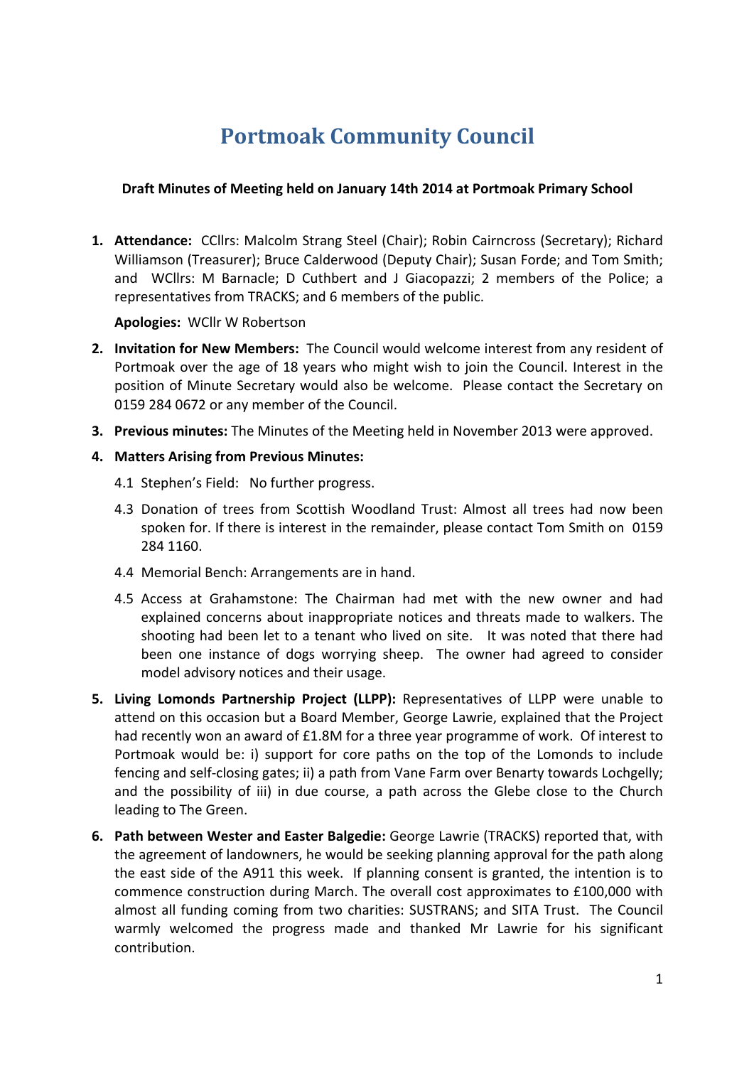# Portmoak Community Council

**Draft Minutes of Meeting held on January 14th 2014 at Portmoak Primary School**

1. **Attendance:** CCllrs: Malcolm Strang Steel (Chair); Robin Cairncross (Secretary); Richard Williamson (Treasurer); Bruce Calderwood (Deputy Chair); Susan Forde; and Tom Smith; and WCllrs: M Barnacle; D Cuthbert and J Giacopazzi; 2 members of the Police; a representatives from TRACKS; and 6 members of the public.

   **Apologies:** WCllr W Robertson

2. **Invitation for New Members:** The Council would welcome interest from any resident of Portmoak over the age of 18 years who might wish to join the Council. Interest in the position of Minute Secretary would also be welcome. Please contact the Secretary on 0159 284 0672 or any member of the Council.

3. **Previous minutes:** The Minutes of the Meeting held in November 2013 were approved.

4. **Matters Arising from Previous Minutes:**

   4.1 Stephen's Field: No further progress.

   4.3 Donation of trees from Scottish Woodland Trust: Almost all trees had now been spoken for. If there is interest in the remainder, please contact Tom Smith on 0159 284 1160.

   4.4 Memorial Bench: Arrangements are in hand.

   4.5 Access at Grahamstone: The Chairman had met with the new owner and had explained concerns about inappropriate notices and threats made to walkers. The shooting had been let to a tenant who lived on site. It was noted that there had been one instance of dogs worrying sheep. The owner had agreed to consider model advisory notices and their usage.

5. **Living Lomonds Partnership Project (LLPP):** Representatives of LLPP were unable to attend on this occasion but a Board Member, George Lawrie, explained that the Project had recently won an award of £1.8M for a three year programme of work. Of interest to Portmoak would be: i) support for core paths on the top of the Lomonds to include fencing and self-closing gates; ii) a path from Vane Farm over Benarty towards Lochgelly; and the possibility of iii) in due course, a path across the Glebe close to the Church leading to The Green.

6. **Path between Wester and Easter Balgedie:** George Lawrie (TRACKS) reported that, with the agreement of landowners, he would be seeking planning approval for the path along the east side of the A911 this week. If planning consent is granted, the intention is to commence construction during March. The overall cost approximates to £100,000 with almost all funding coming from two charities: SUSTRANS; and SITA Trust. The Council warmly welcomed the progress made and thanked Mr Lawrie for his significant contribution.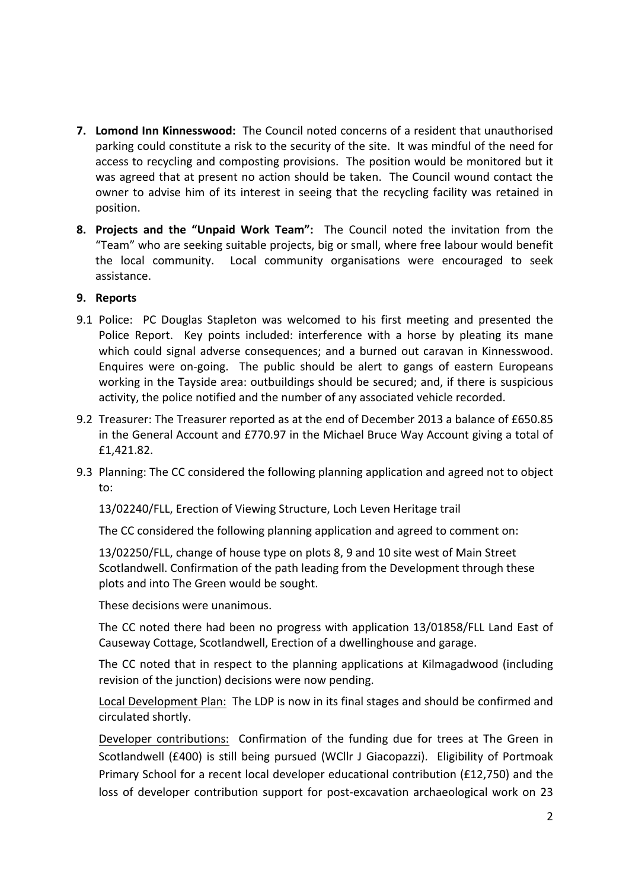7. **Lomond Inn Kinnesswood:** The Council noted concerns of a resident that unauthorised parking could constitute a risk to the security of the site. It was mindful of the need for access to recycling and composting provisions. The position would be monitored but it was agreed that at present no action should be taken. The Council wound contact the owner to advise him of its interest in seeing that the recycling facility was retained in position.

8. **Projects and the "Unpaid Work Team":** The Council noted the invitation from the "Team" who are seeking suitable projects, big or small, where free labour would benefit the local community. Local community organisations were encouraged to seek assistance.

9. **Reports**

9.1 Police: PC Douglas Stapleton was welcomed to his first meeting and presented the Police Report. Key points included: interference with a horse by pleating its mane which could signal adverse consequences; and a burned out caravan in Kinnesswood. Enquires were on-going. The public should be alert to gangs of eastern Europeans working in the Tayside area: outbuildings should be secured; and, if there is suspicious activity, the police notified and the number of any associated vehicle recorded.

9.2 Treasurer: The Treasurer reported as at the end of December 2013 a balance of £650.85 in the General Account and £770.97 in the Michael Bruce Way Account giving a total of £1,421.82.

9.3 Planning: The CC considered the following planning application and agreed not to object to:

13/02240/FLL, Erection of Viewing Structure, Loch Leven Heritage trail

The CC considered the following planning application and agreed to comment on:

13/02250/FLL, change of house type on plots 8, 9 and 10 site west of Main Street Scotlandwell. Confirmation of the path leading from the Development through these plots and into The Green would be sought.

These decisions were unanimous.

The CC noted there had been no progress with application 13/01858/FLL Land East of Causeway Cottage, Scotlandwell, Erection of a dwellinghouse and garage.

The CC noted that in respect to the planning applications at Kilmagadwood (including revision of the junction) decisions were now pending.

Local Development Plan: The LDP is now in its final stages and should be confirmed and circulated shortly.

Developer contributions: Confirmation of the funding due for trees at The Green in Scotlandwell (£400) is still being pursued (WCllr J Giacopazzi). Eligibility of Portmoak Primary School for a recent local developer educational contribution (£12,750) and the loss of developer contribution support for post-excavation archaeological work on 23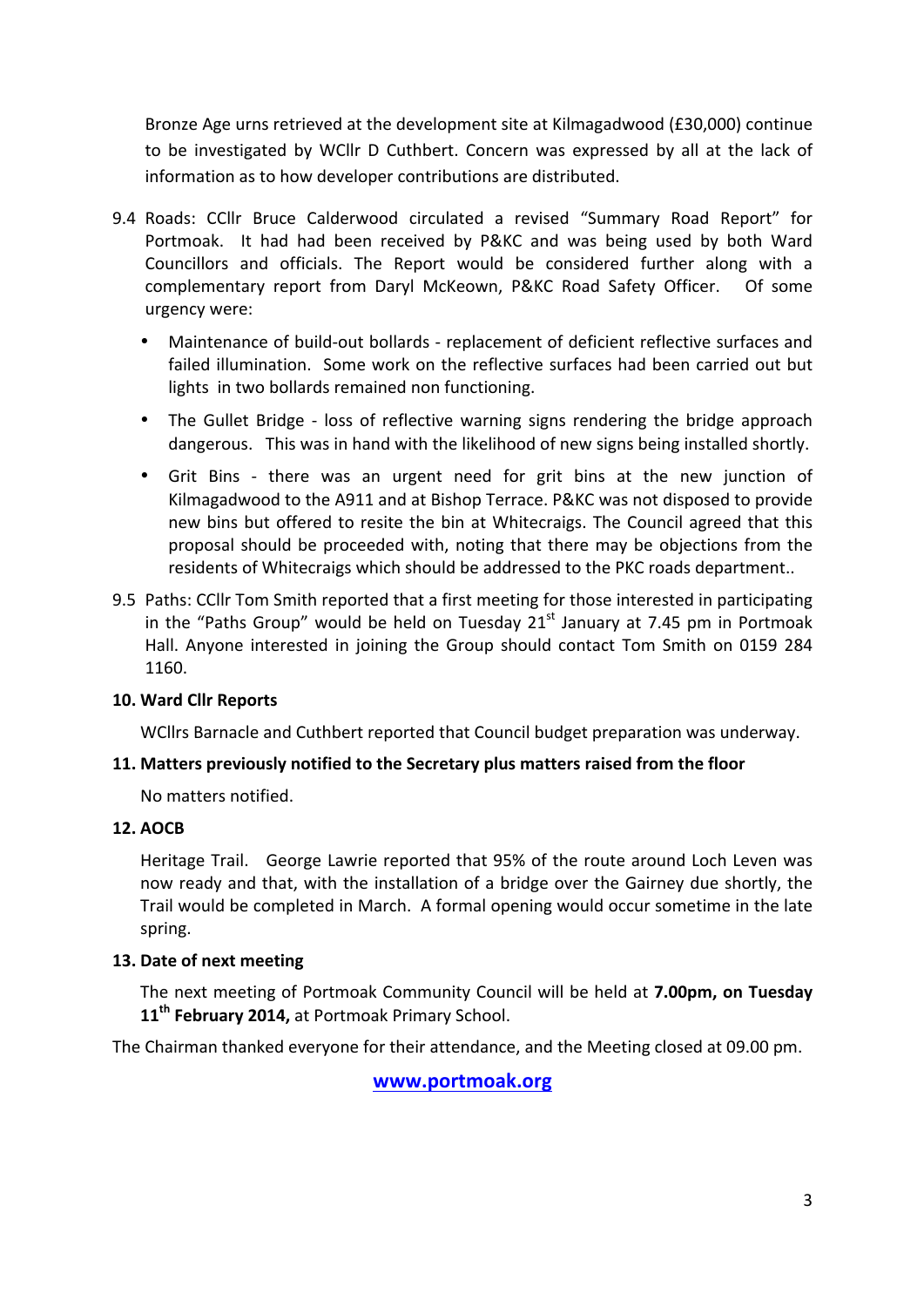Bronze Age urns retrieved at the development site at Kilmagadwood (£30,000) continue to be investigated by WCllr D Cuthbert. Concern was expressed by all at the lack of information as to how developer contributions are distributed.

9.4 Roads: CCllr Bruce Calderwood circulated a revised "Summary Road Report" for Portmoak. It had had been received by P&KC and was being used by both Ward Councillors and officials. The Report would be considered further along with a complementary report from Daryl McKeown, P&KC Road Safety Officer. Of some urgency were:

- Maintenance of build-out bollards - replacement of deficient reflective surfaces and failed illumination. Some work on the reflective surfaces had been carried out but lights in two bollards remained non functioning.
- The Gullet Bridge - loss of reflective warning signs rendering the bridge approach dangerous. This was in hand with the likelihood of new signs being installed shortly.
- Grit Bins - there was an urgent need for grit bins at the new junction of Kilmagadwood to the A911 and at Bishop Terrace. P&KC was not disposed to provide new bins but offered to resite the bin at Whitecraigs. The Council agreed that this proposal should be proceeded with, noting that there may be objections from the residents of Whitecraigs which should be addressed to the PKC roads department..

9.5 Paths: CCllr Tom Smith reported that a first meeting for those interested in participating in the "Paths Group" would be held on Tuesday 21st January at 7.45 pm in Portmoak Hall. Anyone interested in joining the Group should contact Tom Smith on 0159 284 1160.

**10. Ward Cllr Reports**

WCllrs Barnacle and Cuthbert reported that Council budget preparation was underway.

**11. Matters previously notified to the Secretary plus matters raised from the floor**

No matters notified.

**12. AOCB**

Heritage Trail. George Lawrie reported that 95% of the route around Loch Leven was now ready and that, with the installation of a bridge over the Gairney due shortly, the Trail would be completed in March. A formal opening would occur sometime in the late spring.

**13. Date of next meeting**

The next meeting of Portmoak Community Council will be held at **7.00pm, on Tuesday 11th February 2014,** at Portmoak Primary School.

The Chairman thanked everyone for their attendance, and the Meeting closed at 09.00 pm.

**www.portmoak.org**